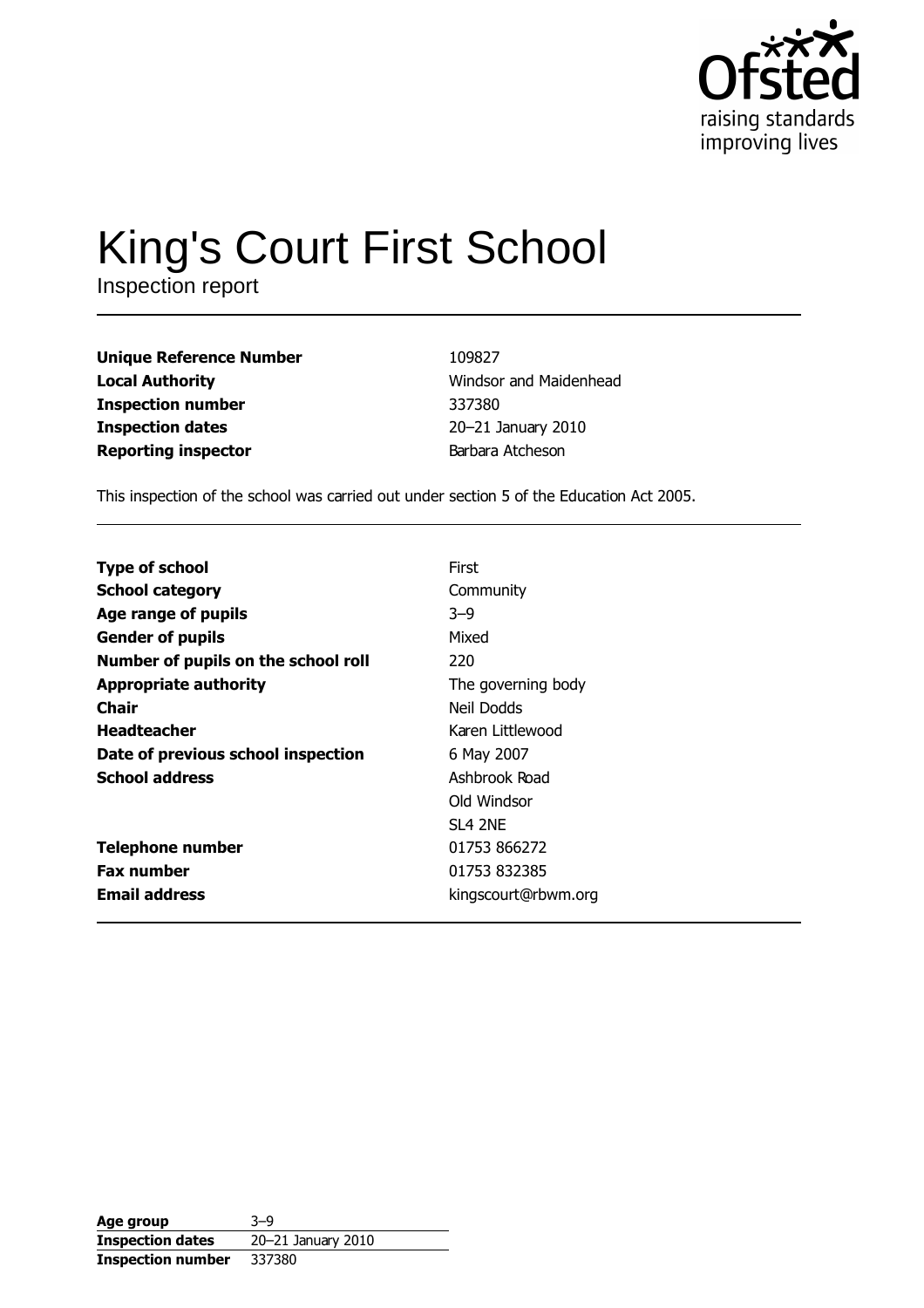Ofsted
raising standards
improving lives

# King's Court First School

Inspection report

| | |
|---|---|
| **Unique Reference Number** | 109827 |
| **Local Authority** | Windsor and Maidenhead |
| **Inspection number** | 337380 |
| **Inspection dates** | 20–21 January 2010 |
| **Reporting inspector** | Barbara Atcheson |

This inspection of the school was carried out under section 5 of the Education Act 2005.

| | |
|---|---|
| **Type of school** | First |
| **School category** | Community |
| **Age range of pupils** | 3–9 |
| **Gender of pupils** | Mixed |
| **Number of pupils on the school roll** | 220 |
| **Appropriate authority** | The governing body |
| **Chair** | Neil Dodds |
| **Headteacher** | Karen Littlewood |
| **Date of previous school inspection** | 6 May 2007 |
| **School address** | Ashbrook Road<br>Old Windsor<br>SL4 2NE |
| **Telephone number** | 01753 866272 |
| **Fax number** | 01753 832385 |
| **Email address** | kingscourt@rbwm.org |

| | |
|---|---|
| **Age group** | 3–9 |
| **Inspection dates** | 20–21 January 2010 |
| **Inspection number** | 337380 |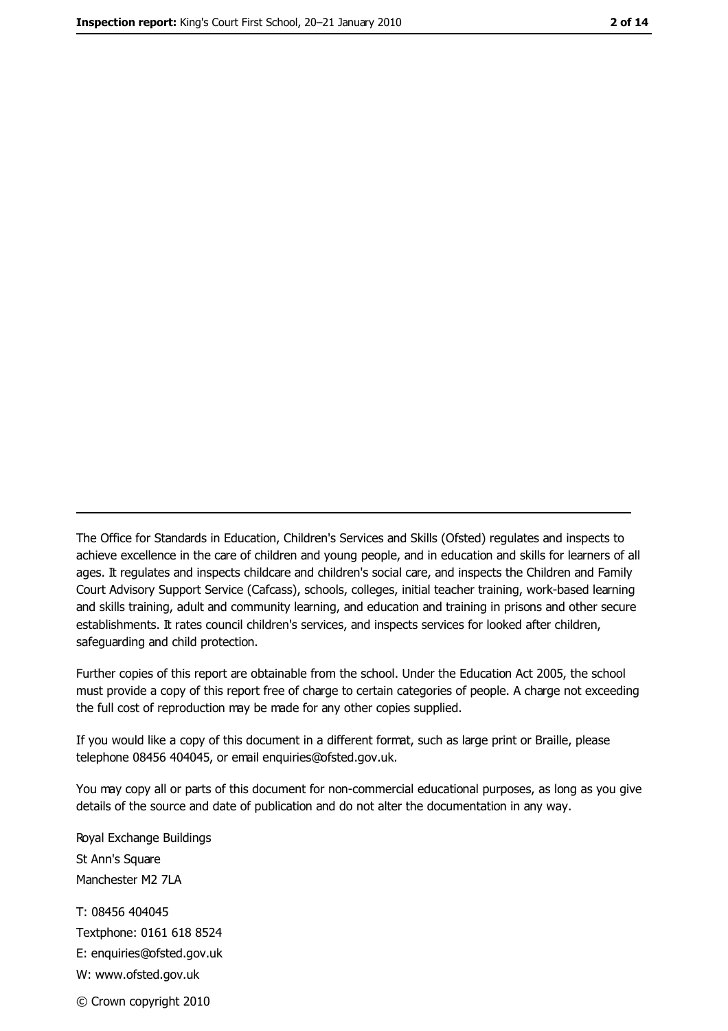---

The Office for Standards in Education, Children's Services and Skills (Ofsted) regulates and inspects to achieve excellence in the care of children and young people, and in education and skills for learners of all ages. It regulates and inspects childcare and children's social care, and inspects the Children and Family Court Advisory Support Service (Cafcass), schools, colleges, initial teacher training, work-based learning and skills training, adult and community learning, and education and training in prisons and other secure establishments. It rates council children's services, and inspects services for looked after children, safeguarding and child protection.

Further copies of this report are obtainable from the school. Under the Education Act 2005, the school must provide a copy of this report free of charge to certain categories of people. A charge not exceeding the full cost of reproduction may be made for any other copies supplied.

If you would like a copy of this document in a different format, such as large print or Braille, please telephone 08456 404045, or email enquiries@ofsted.gov.uk.

You may copy all or parts of this document for non-commercial educational purposes, as long as you give details of the source and date of publication and do not alter the documentation in any way.

Royal Exchange Buildings
St Ann's Square
Manchester M2 7LA

T: 08456 404045
Textphone: 0161 618 8524
E: enquiries@ofsted.gov.uk
W: www.ofsted.gov.uk

© Crown copyright 2010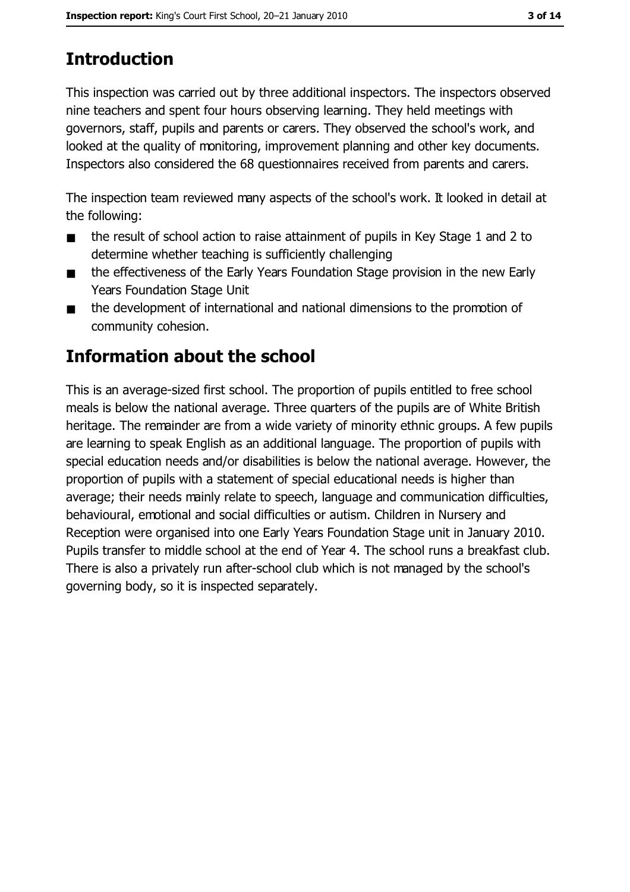## Introduction

This inspection was carried out by three additional inspectors. The inspectors observed nine teachers and spent four hours observing learning. They held meetings with governors, staff, pupils and parents or carers. They observed the school's work, and looked at the quality of monitoring, improvement planning and other key documents. Inspectors also considered the 68 questionnaires received from parents and carers.

The inspection team reviewed many aspects of the school's work. It looked in detail at the following:

- the result of school action to raise attainment of pupils in Key Stage 1 and 2 to determine whether teaching is sufficiently challenging
- the effectiveness of the Early Years Foundation Stage provision in the new Early Years Foundation Stage Unit
- the development of international and national dimensions to the promotion of community cohesion.

## Information about the school

This is an average-sized first school. The proportion of pupils entitled to free school meals is below the national average. Three quarters of the pupils are of White British heritage. The remainder are from a wide variety of minority ethnic groups. A few pupils are learning to speak English as an additional language. The proportion of pupils with special education needs and/or disabilities is below the national average. However, the proportion of pupils with a statement of special educational needs is higher than average; their needs mainly relate to speech, language and communication difficulties, behavioural, emotional and social difficulties or autism. Children in Nursery and Reception were organised into one Early Years Foundation Stage unit in January 2010. Pupils transfer to middle school at the end of Year 4. The school runs a breakfast club. There is also a privately run after-school club which is not managed by the school's governing body, so it is inspected separately.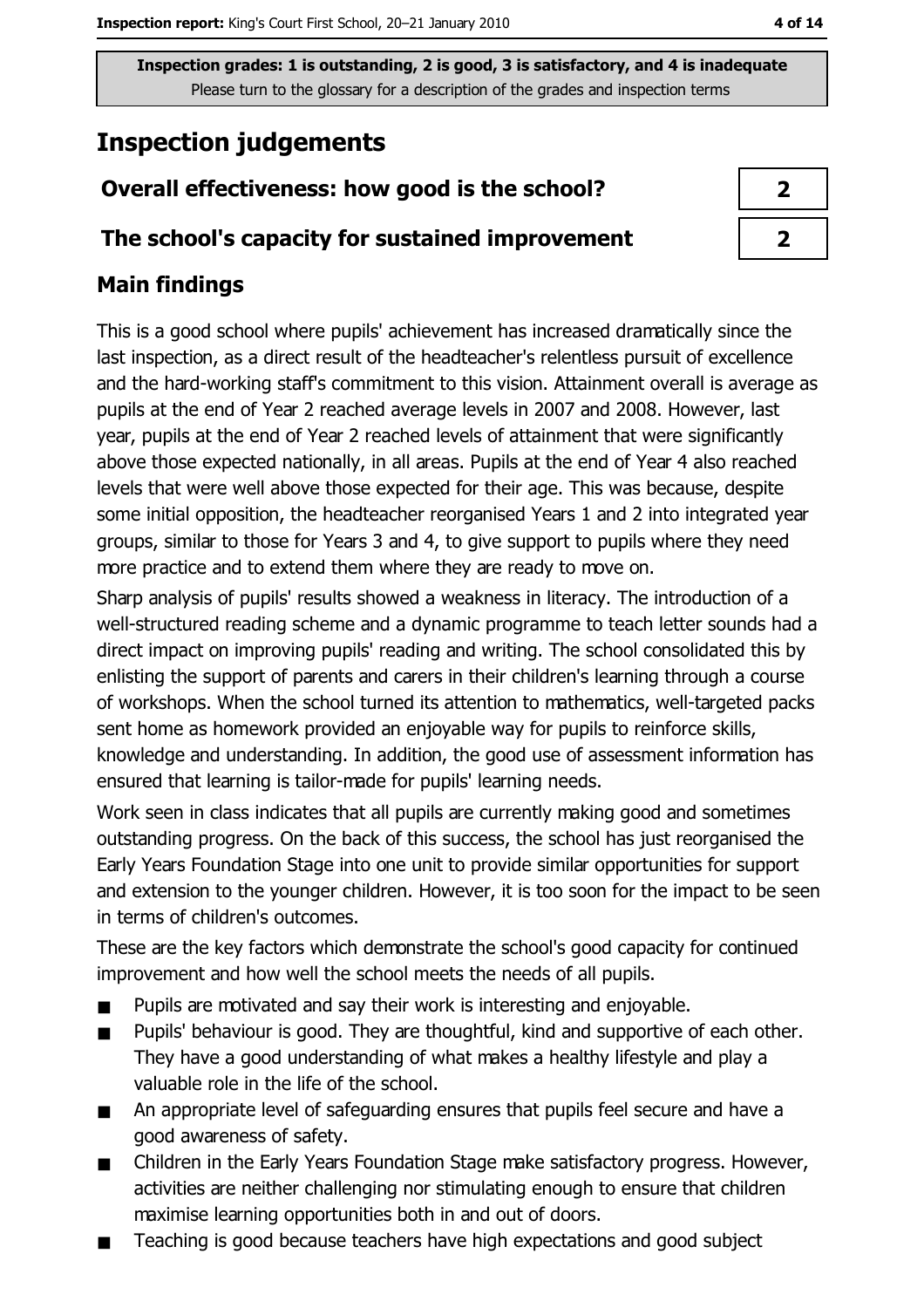Inspection grades: 1 is outstanding, 2 is good, 3 is satisfactory, and 4 is inadequate
Please turn to the glossary for a description of the grades and inspection terms

# Inspection judgements

| Overall effectiveness: how good is the school? | 2 |
|---|---|
| The school's capacity for sustained improvement | 2 |

## Main findings

This is a good school where pupils' achievement has increased dramatically since the last inspection, as a direct result of the headteacher's relentless pursuit of excellence and the hard-working staff's commitment to this vision. Attainment overall is average as pupils at the end of Year 2 reached average levels in 2007 and 2008. However, last year, pupils at the end of Year 2 reached levels of attainment that were significantly above those expected nationally, in all areas. Pupils at the end of Year 4 also reached levels that were well above those expected for their age. This was because, despite some initial opposition, the headteacher reorganised Years 1 and 2 into integrated year groups, similar to those for Years 3 and 4, to give support to pupils where they need more practice and to extend them where they are ready to move on.

Sharp analysis of pupils' results showed a weakness in literacy. The introduction of a well-structured reading scheme and a dynamic programme to teach letter sounds had a direct impact on improving pupils' reading and writing. The school consolidated this by enlisting the support of parents and carers in their children's learning through a course of workshops. When the school turned its attention to mathematics, well-targeted packs sent home as homework provided an enjoyable way for pupils to reinforce skills, knowledge and understanding. In addition, the good use of assessment information has ensured that learning is tailor-made for pupils' learning needs.

Work seen in class indicates that all pupils are currently making good and sometimes outstanding progress. On the back of this success, the school has just reorganised the Early Years Foundation Stage into one unit to provide similar opportunities for support and extension to the younger children. However, it is too soon for the impact to be seen in terms of children's outcomes.

These are the key factors which demonstrate the school's good capacity for continued improvement and how well the school meets the needs of all pupils.

- Pupils are motivated and say their work is interesting and enjoyable.
- Pupils' behaviour is good. They are thoughtful, kind and supportive of each other. They have a good understanding of what makes a healthy lifestyle and play a valuable role in the life of the school.
- An appropriate level of safeguarding ensures that pupils feel secure and have a good awareness of safety.
- Children in the Early Years Foundation Stage make satisfactory progress. However, activities are neither challenging nor stimulating enough to ensure that children maximise learning opportunities both in and out of doors.
- Teaching is good because teachers have high expectations and good subject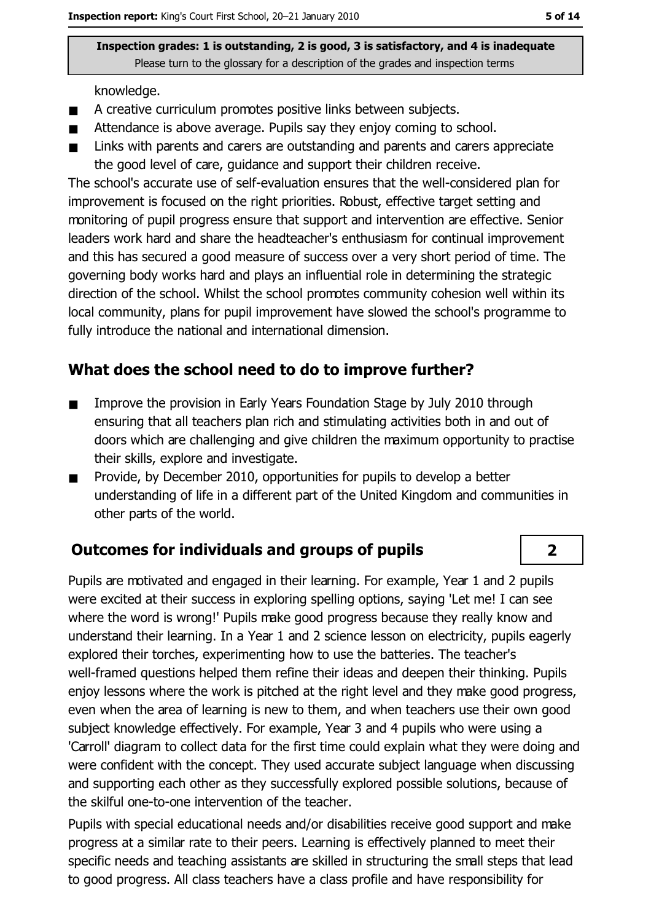knowledge.

- A creative curriculum promotes positive links between subjects.
- Attendance is above average. Pupils say they enjoy coming to school.
- Links with parents and carers are outstanding and parents and carers appreciate the good level of care, guidance and support their children receive.

The school's accurate use of self-evaluation ensures that the well-considered plan for improvement is focused on the right priorities. Robust, effective target setting and monitoring of pupil progress ensure that support and intervention are effective. Senior leaders work hard and share the headteacher's enthusiasm for continual improvement and this has secured a good measure of success over a very short period of time. The governing body works hard and plays an influential role in determining the strategic direction of the school. Whilst the school promotes community cohesion well within its local community, plans for pupil improvement have slowed the school's programme to fully introduce the national and international dimension.

## What does the school need to do to improve further?

- Improve the provision in Early Years Foundation Stage by July 2010 through ensuring that all teachers plan rich and stimulating activities both in and out of doors which are challenging and give children the maximum opportunity to practise their skills, explore and investigate.
- Provide, by December 2010, opportunities for pupils to develop a better understanding of life in a different part of the United Kingdom and communities in other parts of the world.

## Outcomes for individuals and groups of pupils — 2

Pupils are motivated and engaged in their learning. For example, Year 1 and 2 pupils were excited at their success in exploring spelling options, saying 'Let me! I can see where the word is wrong!' Pupils make good progress because they really know and understand their learning. In a Year 1 and 2 science lesson on electricity, pupils eagerly explored their torches, experimenting how to use the batteries. The teacher's well-framed questions helped them refine their ideas and deepen their thinking. Pupils enjoy lessons where the work is pitched at the right level and they make good progress, even when the area of learning is new to them, and when teachers use their own good subject knowledge effectively. For example, Year 3 and 4 pupils who were using a 'Carroll' diagram to collect data for the first time could explain what they were doing and were confident with the concept. They used accurate subject language when discussing and supporting each other as they successfully explored possible solutions, because of the skilful one-to-one intervention of the teacher.

Pupils with special educational needs and/or disabilities receive good support and make progress at a similar rate to their peers. Learning is effectively planned to meet their specific needs and teaching assistants are skilled in structuring the small steps that lead to good progress. All class teachers have a class profile and have responsibility for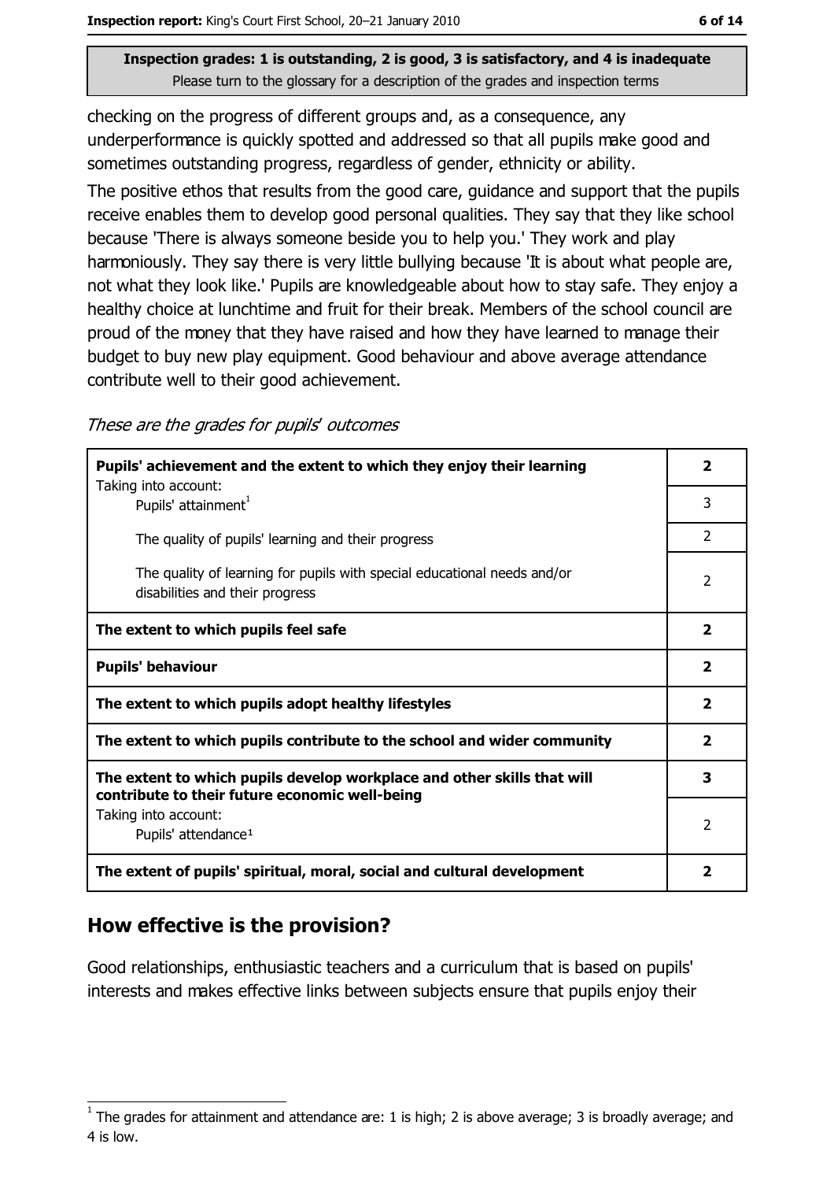Inspection grades: 1 is outstanding, 2 is good, 3 is satisfactory, and 4 is inadequate
Please turn to the glossary for a description of the grades and inspection terms

checking on the progress of different groups and, as a consequence, any underperformance is quickly spotted and addressed so that all pupils make good and sometimes outstanding progress, regardless of gender, ethnicity or ability.

The positive ethos that results from the good care, guidance and support that the pupils receive enables them to develop good personal qualities. They say that they like school because 'There is always someone beside you to help you.' They work and play harmoniously. They say there is very little bullying because 'It is about what people are, not what they look like.' Pupils are knowledgeable about how to stay safe. They enjoy a healthy choice at lunchtime and fruit for their break. Members of the school council are proud of the money that they have raised and how they have learned to manage their budget to buy new play equipment. Good behaviour and above average attendance contribute well to their good achievement.

*These are the grades for pupils' outcomes*

| | |
|---|---|
| **Pupils' achievement and the extent to which they enjoy their learning** | **2** |
| Taking into account: Pupils' attainment[1] | 3 |
| The quality of pupils' learning and their progress | 2 |
| The quality of learning for pupils with special educational needs and/or disabilities and their progress | 2 |
| **The extent to which pupils feel safe** | **2** |
| **Pupils' behaviour** | **2** |
| **The extent to which pupils adopt healthy lifestyles** | **2** |
| **The extent to which pupils contribute to the school and wider community** | **2** |
| **The extent to which pupils develop workplace and other skills that will contribute to their future economic well-being** | **3** |
| Taking into account: Pupils' attendance[1] | 2 |
| **The extent of pupils' spiritual, moral, social and cultural development** | **2** |

## How effective is the provision?

Good relationships, enthusiastic teachers and a curriculum that is based on pupils' interests and makes effective links between subjects ensure that pupils enjoy their

[1] The grades for attainment and attendance are: 1 is high; 2 is above average; 3 is broadly average; and 4 is low.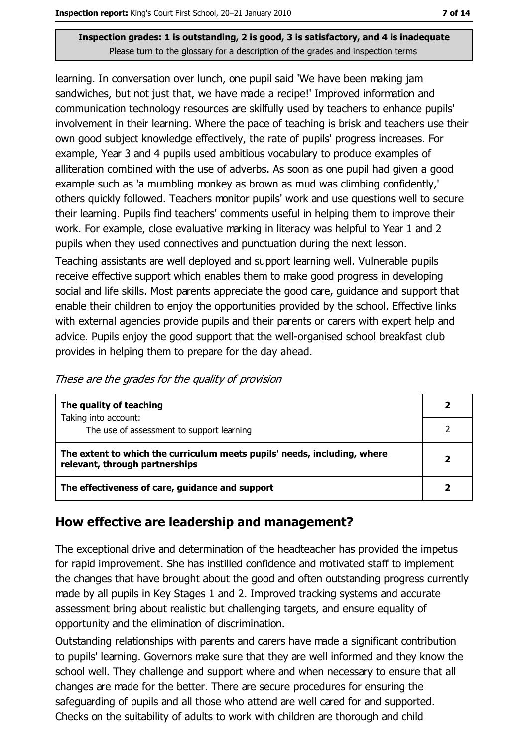learning. In conversation over lunch, one pupil said 'We have been making jam sandwiches, but not just that, we have made a recipe!' Improved information and communication technology resources are skilfully used by teachers to enhance pupils' involvement in their learning. Where the pace of teaching is brisk and teachers use their own good subject knowledge effectively, the rate of pupils' progress increases. For example, Year 3 and 4 pupils used ambitious vocabulary to produce examples of alliteration combined with the use of adverbs. As soon as one pupil had given a good example such as 'a mumbling monkey as brown as mud was climbing confidently,' others quickly followed. Teachers monitor pupils' work and use questions well to secure their learning. Pupils find teachers' comments useful in helping them to improve their work. For example, close evaluative marking in literacy was helpful to Year 1 and 2 pupils when they used connectives and punctuation during the next lesson.

Teaching assistants are well deployed and support learning well. Vulnerable pupils receive effective support which enables them to make good progress in developing social and life skills. Most parents appreciate the good care, guidance and support that enable their children to enjoy the opportunities provided by the school. Effective links with external agencies provide pupils and their parents or carers with expert help and advice. Pupils enjoy the good support that the well-organised school breakfast club provides in helping them to prepare for the day ahead.

*These are the grades for the quality of provision*

| | |
|---|---|
| **The quality of teaching** | **2** |
| Taking into account: The use of assessment to support learning | 2 |
| **The extent to which the curriculum meets pupils' needs, including, where relevant, through partnerships** | **2** |
| **The effectiveness of care, guidance and support** | **2** |

## How effective are leadership and management?

The exceptional drive and determination of the headteacher has provided the impetus for rapid improvement. She has instilled confidence and motivated staff to implement the changes that have brought about the good and often outstanding progress currently made by all pupils in Key Stages 1 and 2. Improved tracking systems and accurate assessment bring about realistic but challenging targets, and ensure equality of opportunity and the elimination of discrimination.

Outstanding relationships with parents and carers have made a significant contribution to pupils' learning. Governors make sure that they are well informed and they know the school well. They challenge and support where and when necessary to ensure that all changes are made for the better. There are secure procedures for ensuring the safeguarding of pupils and all those who attend are well cared for and supported. Checks on the suitability of adults to work with children are thorough and child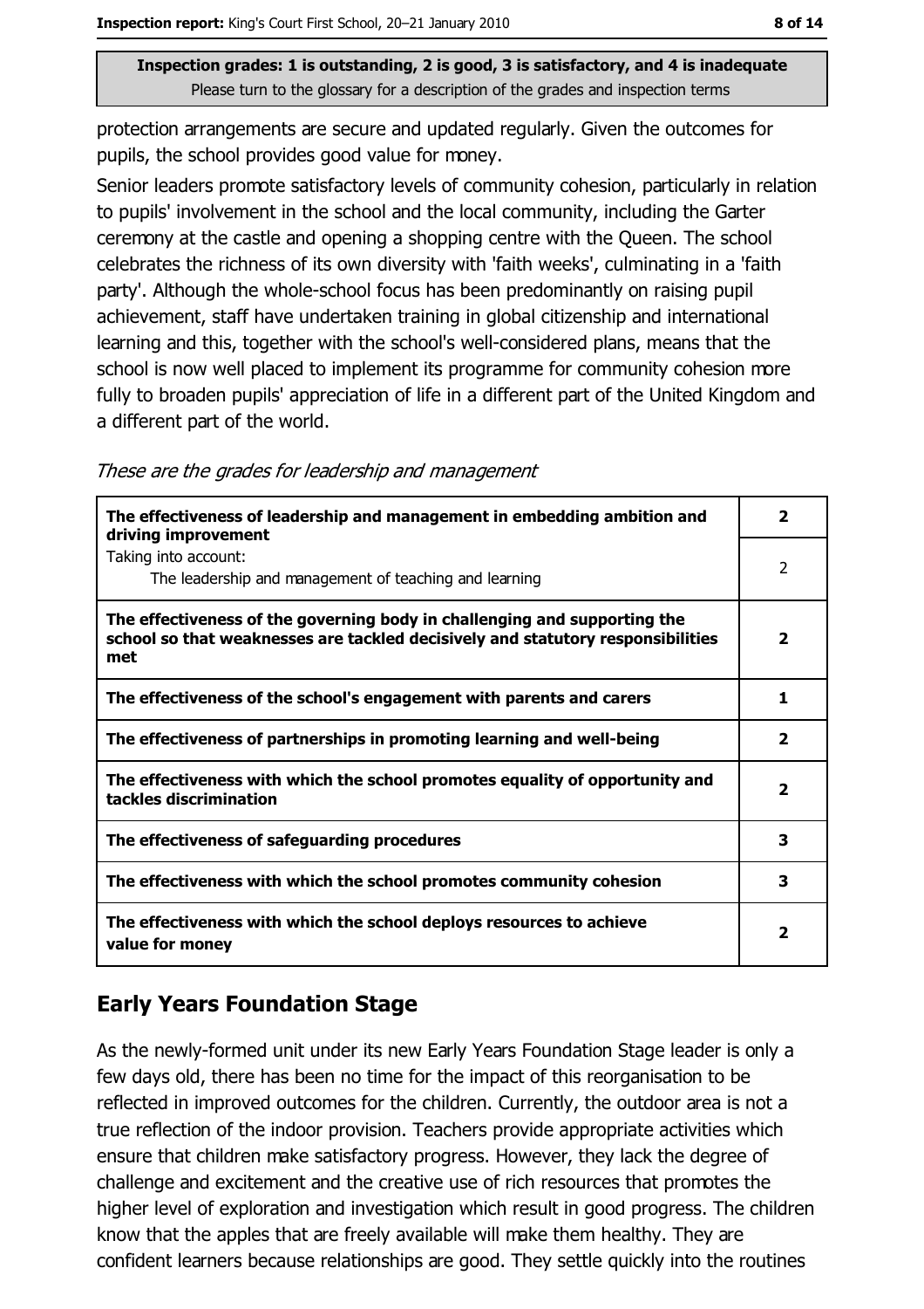Inspection grades: 1 is outstanding, 2 is good, 3 is satisfactory, and 4 is inadequate
Please turn to the glossary for a description of the grades and inspection terms

protection arrangements are secure and updated regularly. Given the outcomes for pupils, the school provides good value for money.

Senior leaders promote satisfactory levels of community cohesion, particularly in relation to pupils' involvement in the school and the local community, including the Garter ceremony at the castle and opening a shopping centre with the Queen. The school celebrates the richness of its own diversity with 'faith weeks', culminating in a 'faith party'. Although the whole-school focus has been predominantly on raising pupil achievement, staff have undertaken training in global citizenship and international learning and this, together with the school's well-considered plans, means that the school is now well placed to implement its programme for community cohesion more fully to broaden pupils' appreciation of life in a different part of the United Kingdom and a different part of the world.

*These are the grades for leadership and management*

| | |
|---|---|
| **The effectiveness of leadership and management in embedding ambition and driving improvement** | **2** |
| Taking into account: The leadership and management of teaching and learning | 2 |
| **The effectiveness of the governing body in challenging and supporting the school so that weaknesses are tackled decisively and statutory responsibilities met** | **2** |
| **The effectiveness of the school's engagement with parents and carers** | **1** |
| **The effectiveness of partnerships in promoting learning and well-being** | **2** |
| **The effectiveness with which the school promotes equality of opportunity and tackles discrimination** | **2** |
| **The effectiveness of safeguarding procedures** | **3** |
| **The effectiveness with which the school promotes community cohesion** | **3** |
| **The effectiveness with which the school deploys resources to achieve value for money** | **2** |

## Early Years Foundation Stage

As the newly-formed unit under its new Early Years Foundation Stage leader is only a few days old, there has been no time for the impact of this reorganisation to be reflected in improved outcomes for the children. Currently, the outdoor area is not a true reflection of the indoor provision. Teachers provide appropriate activities which ensure that children make satisfactory progress. However, they lack the degree of challenge and excitement and the creative use of rich resources that promotes the higher level of exploration and investigation which result in good progress. The children know that the apples that are freely available will make them healthy. They are confident learners because relationships are good. They settle quickly into the routines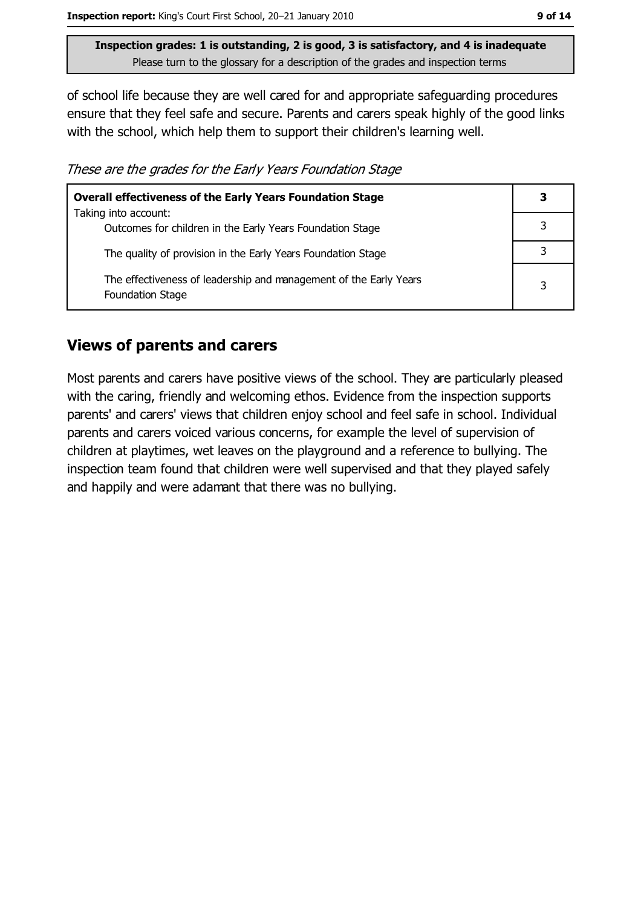of school life because they are well cared for and appropriate safeguarding procedures ensure that they feel safe and secure. Parents and carers speak highly of the good links with the school, which help them to support their children's learning well.

*These are the grades for the Early Years Foundation Stage*

| **Overall effectiveness of the Early Years Foundation Stage**<br>Taking into account: | **3** |
|---|---|
| Outcomes for children in the Early Years Foundation Stage | 3 |
| The quality of provision in the Early Years Foundation Stage | 3 |
| The effectiveness of leadership and management of the Early Years Foundation Stage | 3 |

## Views of parents and carers

Most parents and carers have positive views of the school. They are particularly pleased with the caring, friendly and welcoming ethos. Evidence from the inspection supports parents' and carers' views that children enjoy school and feel safe in school. Individual parents and carers voiced various concerns, for example the level of supervision of children at playtimes, wet leaves on the playground and a reference to bullying. The inspection team found that children were well supervised and that they played safely and happily and were adamant that there was no bullying.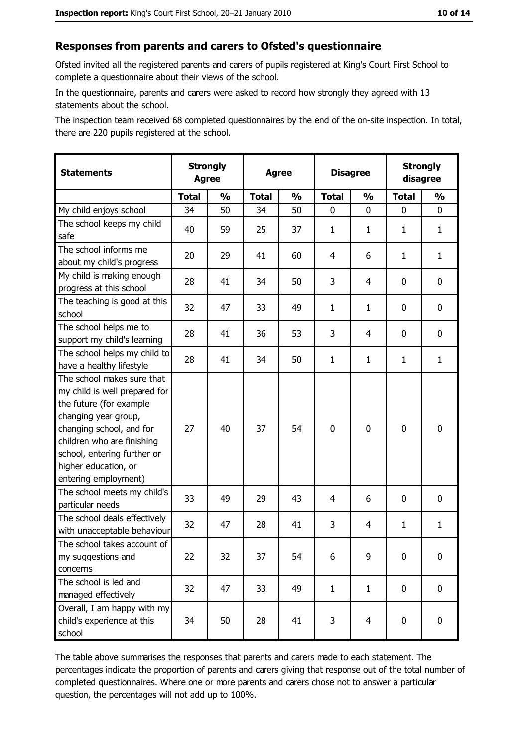## Responses from parents and carers to Ofsted's questionnaire

Ofsted invited all the registered parents and carers of pupils registered at King's Court First School to complete a questionnaire about their views of the school.

In the questionnaire, parents and carers were asked to record how strongly they agreed with 13 statements about the school.

The inspection team received 68 completed questionnaires by the end of the on-site inspection. In total, there are 220 pupils registered at the school.

| Statements | Strongly Agree | | Agree | | Disagree | | Strongly disagree | |
|---|---|---|---|---|---|---|---|---|
| | Total | % | Total | % | Total | % | Total | % |
| My child enjoys school | 34 | 50 | 34 | 50 | 0 | 0 | 0 | 0 |
| The school keeps my child safe | 40 | 59 | 25 | 37 | 1 | 1 | 1 | 1 |
| The school informs me about my child's progress | 20 | 29 | 41 | 60 | 4 | 6 | 1 | 1 |
| My child is making enough progress at this school | 28 | 41 | 34 | 50 | 3 | 4 | 0 | 0 |
| The teaching is good at this school | 32 | 47 | 33 | 49 | 1 | 1 | 0 | 0 |
| The school helps me to support my child's learning | 28 | 41 | 36 | 53 | 3 | 4 | 0 | 0 |
| The school helps my child to have a healthy lifestyle | 28 | 41 | 34 | 50 | 1 | 1 | 1 | 1 |
| The school makes sure that my child is well prepared for the future (for example changing year group, changing school, and for children who are finishing school, entering further or higher education, or entering employment) | 27 | 40 | 37 | 54 | 0 | 0 | 0 | 0 |
| The school meets my child's particular needs | 33 | 49 | 29 | 43 | 4 | 6 | 0 | 0 |
| The school deals effectively with unacceptable behaviour | 32 | 47 | 28 | 41 | 3 | 4 | 1 | 1 |
| The school takes account of my suggestions and concerns | 22 | 32 | 37 | 54 | 6 | 9 | 0 | 0 |
| The school is led and managed effectively | 32 | 47 | 33 | 49 | 1 | 1 | 0 | 0 |
| Overall, I am happy with my child's experience at this school | 34 | 50 | 28 | 41 | 3 | 4 | 0 | 0 |

The table above summarises the responses that parents and carers made to each statement. The percentages indicate the proportion of parents and carers giving that response out of the total number of completed questionnaires. Where one or more parents and carers chose not to answer a particular question, the percentages will not add up to 100%.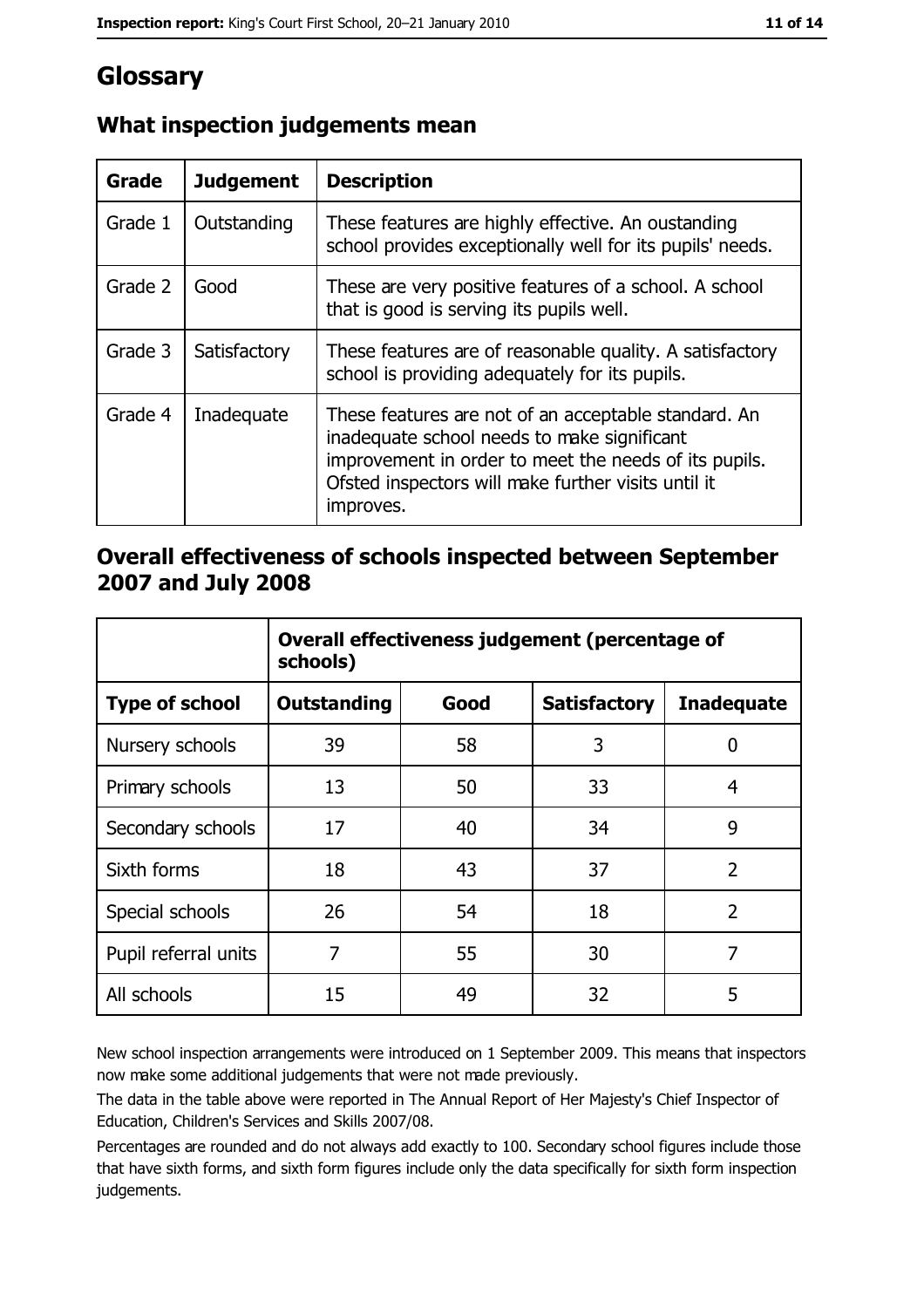# Glossary

## What inspection judgements mean

| Grade | Judgement | Description |
|---|---|---|
| Grade 1 | Outstanding | These features are highly effective. An oustanding school provides exceptionally well for its pupils' needs. |
| Grade 2 | Good | These are very positive features of a school. A school that is good is serving its pupils well. |
| Grade 3 | Satisfactory | These features are of reasonable quality. A satisfactory school is providing adequately for its pupils. |
| Grade 4 | Inadequate | These features are not of an acceptable standard. An inadequate school needs to make significant improvement in order to meet the needs of its pupils. Ofsted inspectors will make further visits until it improves. |

## Overall effectiveness of schools inspected between September 2007 and July 2008

| | Overall effectiveness judgement (percentage of schools) | | | |
|---|---|---|---|---|
| **Type of school** | **Outstanding** | **Good** | **Satisfactory** | **Inadequate** |
| Nursery schools | 39 | 58 | 3 | 0 |
| Primary schools | 13 | 50 | 33 | 4 |
| Secondary schools | 17 | 40 | 34 | 9 |
| Sixth forms | 18 | 43 | 37 | 2 |
| Special schools | 26 | 54 | 18 | 2 |
| Pupil referral units | 7 | 55 | 30 | 7 |
| All schools | 15 | 49 | 32 | 5 |

New school inspection arrangements were introduced on 1 September 2009. This means that inspectors now make some additional judgements that were not made previously.

The data in the table above were reported in The Annual Report of Her Majesty's Chief Inspector of Education, Children's Services and Skills 2007/08.

Percentages are rounded and do not always add exactly to 100. Secondary school figures include those that have sixth forms, and sixth form figures include only the data specifically for sixth form inspection judgements.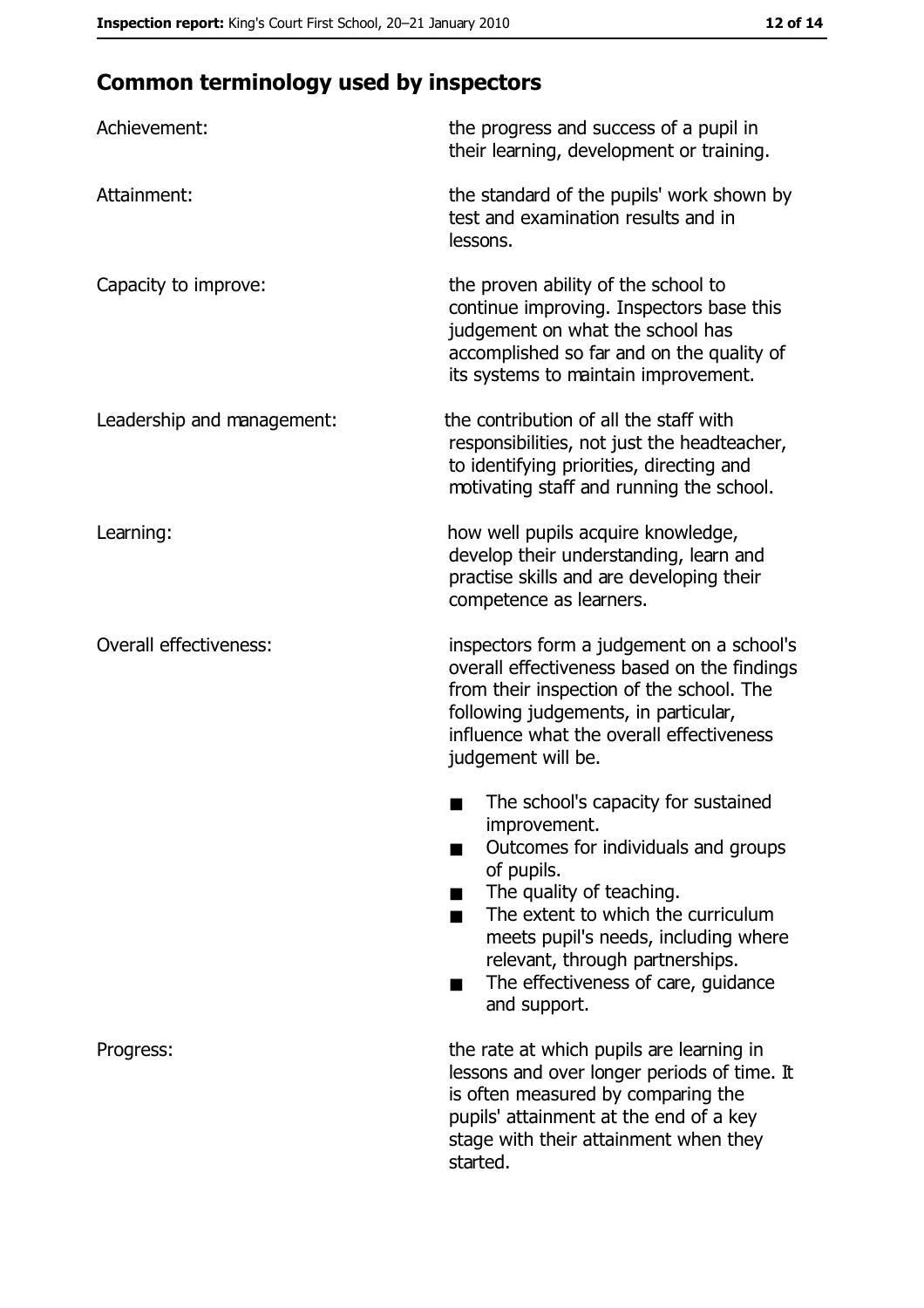## Common terminology used by inspectors

| | |
|---|---|
| Achievement: | the progress and success of a pupil in their learning, development or training. |
| Attainment: | the standard of the pupils' work shown by test and examination results and in lessons. |
| Capacity to improve: | the proven ability of the school to continue improving. Inspectors base this judgement on what the school has accomplished so far and on the quality of its systems to maintain improvement. |
| Leadership and management: | the contribution of all the staff with responsibilities, not just the headteacher, to identifying priorities, directing and motivating staff and running the school. |
| Learning: | how well pupils acquire knowledge, develop their understanding, learn and practise skills and are developing their competence as learners. |
| Overall effectiveness: | inspectors form a judgement on a school's overall effectiveness based on the findings from their inspection of the school. The following judgements, in particular, influence what the overall effectiveness judgement will be.<br>■ The school's capacity for sustained improvement.<br>■ Outcomes for individuals and groups of pupils.<br>■ The quality of teaching.<br>■ The extent to which the curriculum meets pupil's needs, including where relevant, through partnerships.<br>■ The effectiveness of care, guidance and support. |
| Progress: | the rate at which pupils are learning in lessons and over longer periods of time. It is often measured by comparing the pupils' attainment at the end of a key stage with their attainment when they started. |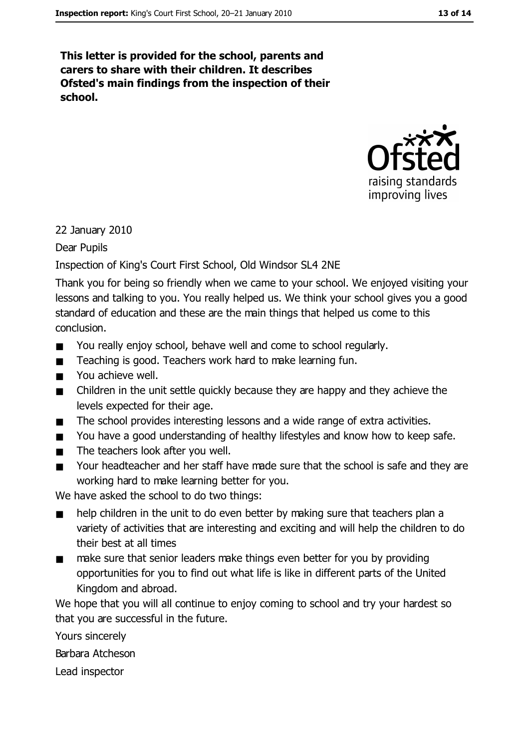**This letter is provided for the school, parents and carers to share with their children. It describes Ofsted's main findings from the inspection of their school.**

22 January 2010

Dear Pupils

Inspection of King's Court First School, Old Windsor SL4 2NE

Thank you for being so friendly when we came to your school. We enjoyed visiting your lessons and talking to you. You really helped us. We think your school gives you a good standard of education and these are the main things that helped us come to this conclusion.

- You really enjoy school, behave well and come to school regularly.
- Teaching is good. Teachers work hard to make learning fun.
- You achieve well.
- Children in the unit settle quickly because they are happy and they achieve the levels expected for their age.
- The school provides interesting lessons and a wide range of extra activities.
- You have a good understanding of healthy lifestyles and know how to keep safe.
- The teachers look after you well.
- Your headteacher and her staff have made sure that the school is safe and they are working hard to make learning better for you.

We have asked the school to do two things:

- help children in the unit to do even better by making sure that teachers plan a variety of activities that are interesting and exciting and will help the children to do their best at all times
- make sure that senior leaders make things even better for you by providing opportunities for you to find out what life is like in different parts of the United Kingdom and abroad.

We hope that you will all continue to enjoy coming to school and try your hardest so that you are successful in the future.

Yours sincerely

Barbara Atcheson

Lead inspector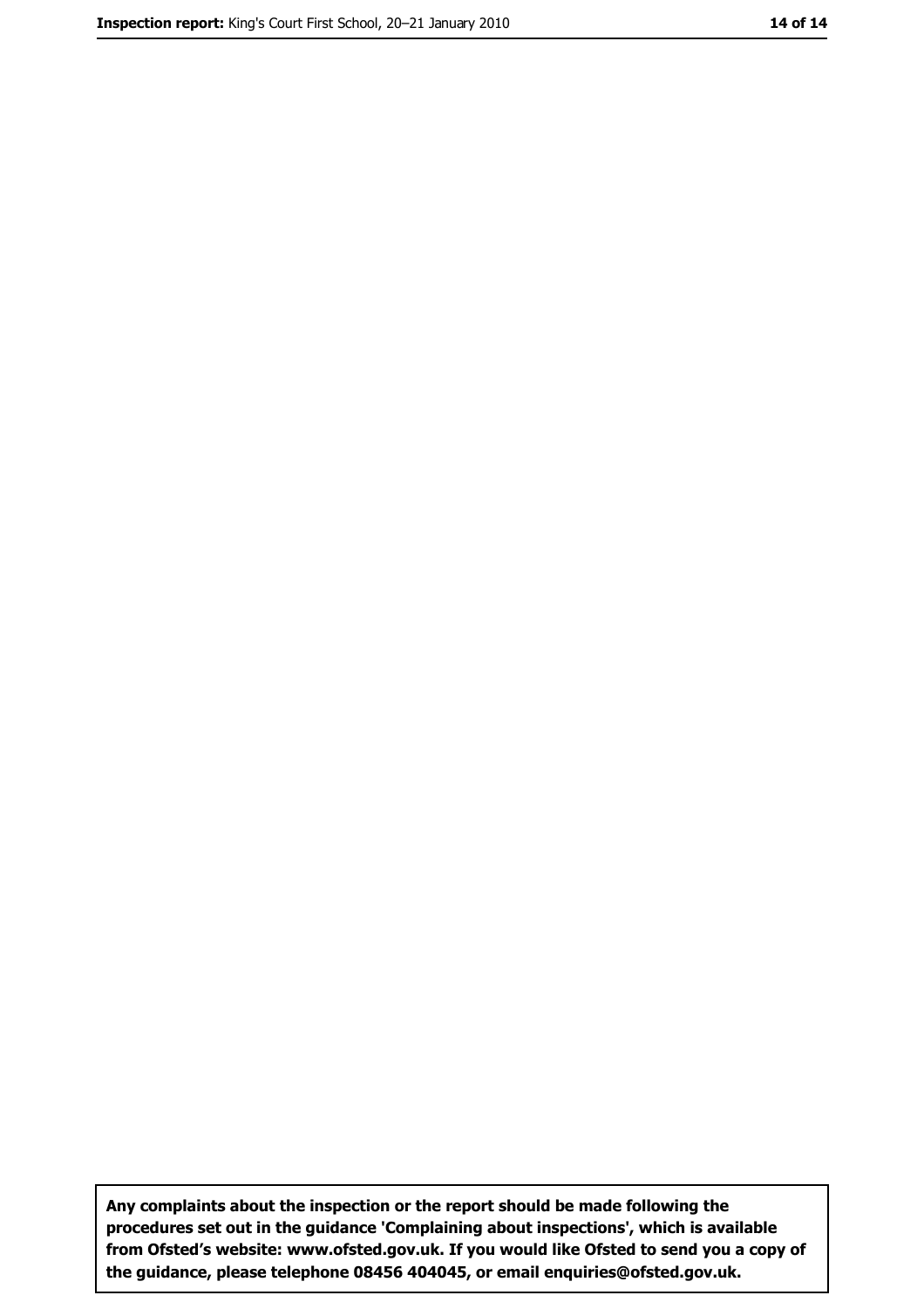**Any complaints about the inspection or the report should be made following the procedures set out in the guidance 'Complaining about inspections', which is available from Ofsted's website: www.ofsted.gov.uk. If you would like Ofsted to send you a copy of the guidance, please telephone 08456 404045, or email enquiries@ofsted.gov.uk.**